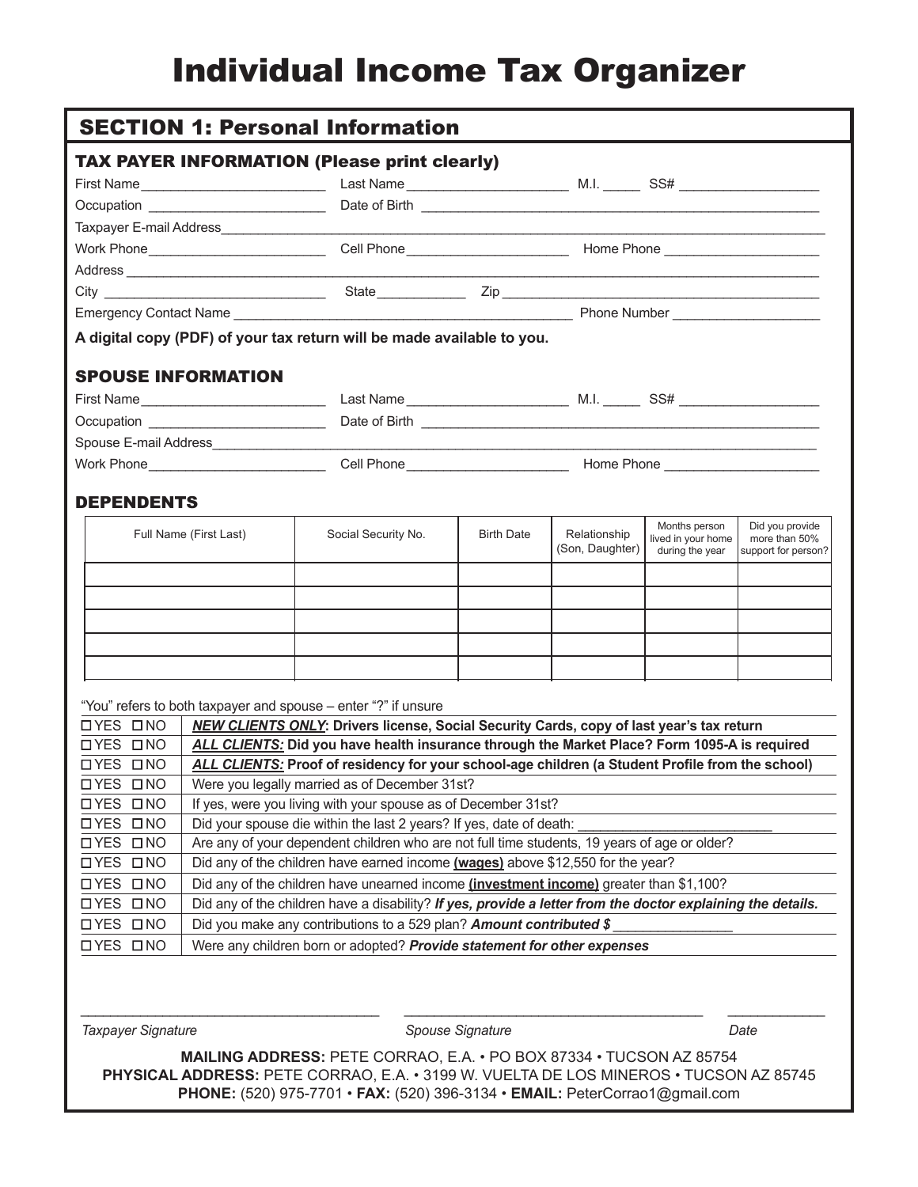# Individual Income Tax Organizer

## SECTION 1: Personal Information

### TAX PAYER INFORMATION (Please print clearly)

First Name________________________ Last Name _____________________ M.I. _____ SS# __________________

Occupation ________________________ Date of Birth ______________________________________________________

Taxpayer E-mail Address_____________________________________________________________________________

Work Phone_______________________ Cell Phone _____________________ Home Phone ____________________

Address _________________________________________________________________________________________

City _____________________________ State____________ Zip _________________________________________

Emergency Contact Name _____________________________________________ Phone Number __________________

**A digital copy (PDF) of your tax return will be made available to you.**

### SPOUSE INFORMATION

First Name________________________ Last Name _____________________ M.I. _____ SS# __________________

Occupation ________________________ Date of Birth ______________________________________________________

Spouse E-mail Address_______________________________________________________________________________

Work Phone_______________________ Cell Phone _____________________ Home Phone ____________________

### DEPENDENTS

| Full Name (First Last) | Social Security No. | Birth Date | Relationship (Son, Daughter) | Months person lived in your home during the year | Did you provide more than 50% support for person? |
|---|---|---|---|---|---|
| | | | | | |
| | | | | | |
| | | | | | |
| | | | | | |
| | | | | | |

"You" refers to both taxpayer and spouse – enter "?" if unsure

| | |
|---|---|
| ☐YES ☐NO | ***NEW CLIENTS ONLY*:** **Drivers license, Social Security Cards, copy of last year's tax return** |
| ☐YES ☐NO | ***ALL CLIENTS:*** **Did you have health insurance through the Market Place? Form 1095-A is required** |
| ☐YES ☐NO | ***ALL CLIENTS:*** **Proof of residency for your school-age children (a Student Profile from the school)** |
| ☐YES ☐NO | Were you legally married as of December 31st? |
| ☐YES ☐NO | If yes, were you living with your spouse as of December 31st? |
| ☐YES ☐NO | Did your spouse die within the last 2 years? If yes, date of death: _________________________ |
| ☐YES ☐NO | Are any of your dependent children who are not full time students, 19 years of age or older? |
| ☐YES ☐NO | Did any of the children have earned income **(wages)** above $12,550 for the year? |
| ☐YES ☐NO | Did any of the children have unearned income **(investment income)** greater than $1,100? |
| ☐YES ☐NO | Did any of the children have a disability? ***If yes, provide a letter from the doctor explaining the details.*** |
| ☐YES ☐NO | Did you make any contributions to a 529 plan? ***Amount contributed $*** _______________ |
| ☐YES ☐NO | Were any children born or adopted? ***Provide statement for other expenses*** |

______________________________________ ______________________________________ ____________

*Taxpayer Signature* *Spouse Signature* *Date*

**MAILING ADDRESS:** PETE CORRAO, E.A. • PO BOX 87334 • TUCSON AZ 85754
**PHYSICAL ADDRESS:** PETE CORRAO, E.A. • 3199 W. VUELTA DE LOS MINEROS • TUCSON AZ 85745
**PHONE:** (520) 975-7701 • **FAX:** (520) 396-3134 • **EMAIL:** PeterCorrao1@gmail.com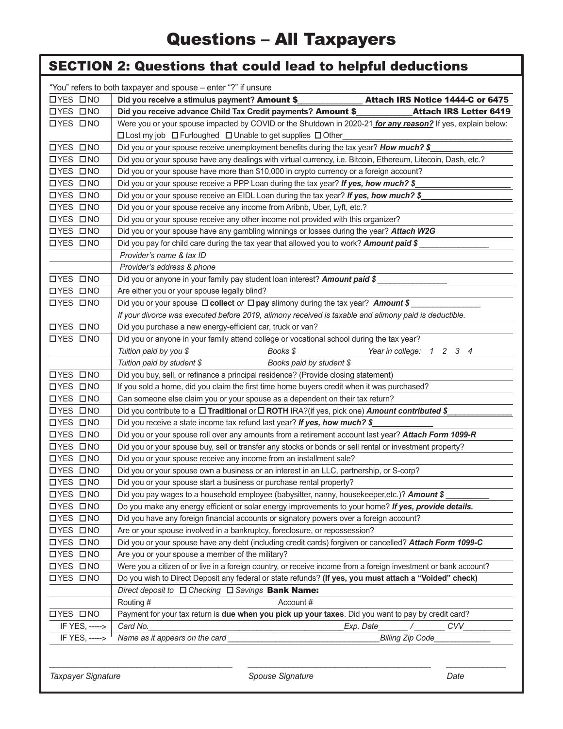# Questions – All Taxpayers

## SECTION 2: Questions that could lead to helpful deductions

"You" refers to both taxpayer and spouse – enter "?" if unsure

| | |
|---|---|
| ☐YES ☐NO | **Did you receive a stimulus payment? Amount $______________ Attach IRS Notice 1444-C or 6475** |
| ☐YES ☐NO | **Did you receive advance Child Tax Credit payments? Amount $____________Attach IRS Letter 6419** |
| ☐YES ☐NO | Were you or your spouse impacted by COVID or the Shutdown in 2020-21 ***for any reason?*** If yes, explain below:<br>☐ Lost my job ☐ Furloughed ☐ Unable to get supplies ☐ Other______________________________________ |
| ☐YES ☐NO | Did you or your spouse receive unemployment benefits during the tax year? ***How much? $___________________*** |
| ☐YES ☐NO | Did you or your spouse have any dealings with virtual currency, i.e. Bitcoin, Ethereum, Litecoin, Dash, etc.? |
| ☐YES ☐NO | Did you or your spouse have more than $10,000 in crypto currency or a foreign account? |
| ☐YES ☐NO | Did you or your spouse receive a PPP Loan during the tax year? ***If yes, how much? $_____________________*** |
| ☐YES ☐NO | Did you or your spouse receive an EIDL Loan during the tax year? ***If yes, how much? $____________________*** |
| ☐YES ☐NO | Did you or your spouse receive any income from Aribnb, Uber, Lyft, etc.? |
| ☐YES ☐NO | Did you or your spouse receive any other income not provided with this organizer? |
| ☐YES ☐NO | Did you or your spouse have any gambling winnings or losses during the year? ***Attach W2G*** |
| ☐YES ☐NO | Did you pay for child care during the tax year that allowed you to work? ***Amount paid $*** _______________ |
| | *Provider's name & tax ID* |
| | *Provider's address & phone* |
| ☐YES ☐NO | Did you or anyone in your family pay student loan interest? ***Amount paid $*** _______________ |
| ☐YES ☐NO | Are either you or your spouse legally blind? |
| ☐YES ☐NO | Did you or your spouse ☐ **collect** *or* ☐ **pay** alimony during the tax year? ***Amount $*** _______________<br>*If your divorce was executed before 2019, alimony received is taxable and alimony paid is deductible.* |
| ☐YES ☐NO | Did you purchase a new energy-efficient car, truck or van? |
| ☐YES ☐NO | Did you or anyone in your family attend college or vocational school during the tax year?<br>*Tuition paid by you $* *Books $* *Year in college: 1 2 3 4* |
| | *Tuition paid by student $* *Books paid by student $* |
| ☐YES ☐NO | Did you buy, sell, or refinance a principal residence? (Provide closing statement) |
| ☐YES ☐NO | If you sold a home, did you claim the first time home buyers credit when it was purchased? |
| ☐YES ☐NO | Can someone else claim you or your spouse as a dependent on their tax return? |
| ☐YES ☐NO | Did you contribute to a ☐ **Traditional** or ☐ **ROTH** IRA?(if yes, pick one) ***Amount contributed $_______________*** |
| ☐YES ☐NO | Did you receive a state income tax refund last year? ***If yes, how much? $_____________*** |
| ☐YES ☐NO | Did you or your spouse roll over any amounts from a retirement account last year? ***Attach Form 1099-R*** |
| ☐YES ☐NO | Did you or your spouse buy, sell or transfer any stocks or bonds or sell rental or investment property? |
| ☐YES ☐NO | Did you or your spouse receive any income from an installment sale? |
| ☐YES ☐NO | Did you or your spouse own a business or an interest in an LLC, partnership, or S-corp? |
| ☐YES ☐NO | Did you or your spouse start a business or purchase rental property? |
| ☐YES ☐NO | Did you pay wages to a household employee (babysitter, nanny, housekeeper,etc.)? ***Amount $*** __________ |
| ☐YES ☐NO | Do you make any energy efficient or solar energy improvements to your home? ***If yes, provide details.*** |
| ☐YES ☐NO | Did you have any foreign financial accounts or signatory powers over a foreign account? |
| ☐YES ☐NO | Are or your spouse involved in a bankruptcy, foreclosure, or repossession? |
| ☐YES ☐NO | Did you or your spouse have any debt (including credit cards) forgiven or cancelled? ***Attach Form 1099-C*** |
| ☐YES ☐NO | Are you or your spouse a member of the military? |
| ☐YES ☐NO | Were you a citizen of or live in a foreign country, or receive income from a foreign investment or bank account? |
| ☐YES ☐NO | Do you wish to Direct Deposit any federal or state refunds? **(If yes, you must attach a "Voided" check)** |
| | *Direct deposit to* ☐ *Checking* ☐ *Savings* **Bank Name:** |
| | Routing # Account # |
| ☐YES ☐NO | Payment for your tax return is **due when you pick up your taxes**. Did you want to pay by credit card? |
| IF YES, -----> | *Card No.*___________________________________________*Exp. Date*_______ / _______ *CVV*__________ |
| IF YES, -----> | *Name as it appears on the card* _________________________________*Billing Zip Code*____________ |

_______________________________________ _______________________________________ _____________

*Taxpayer Signature* *Spouse Signature* *Date*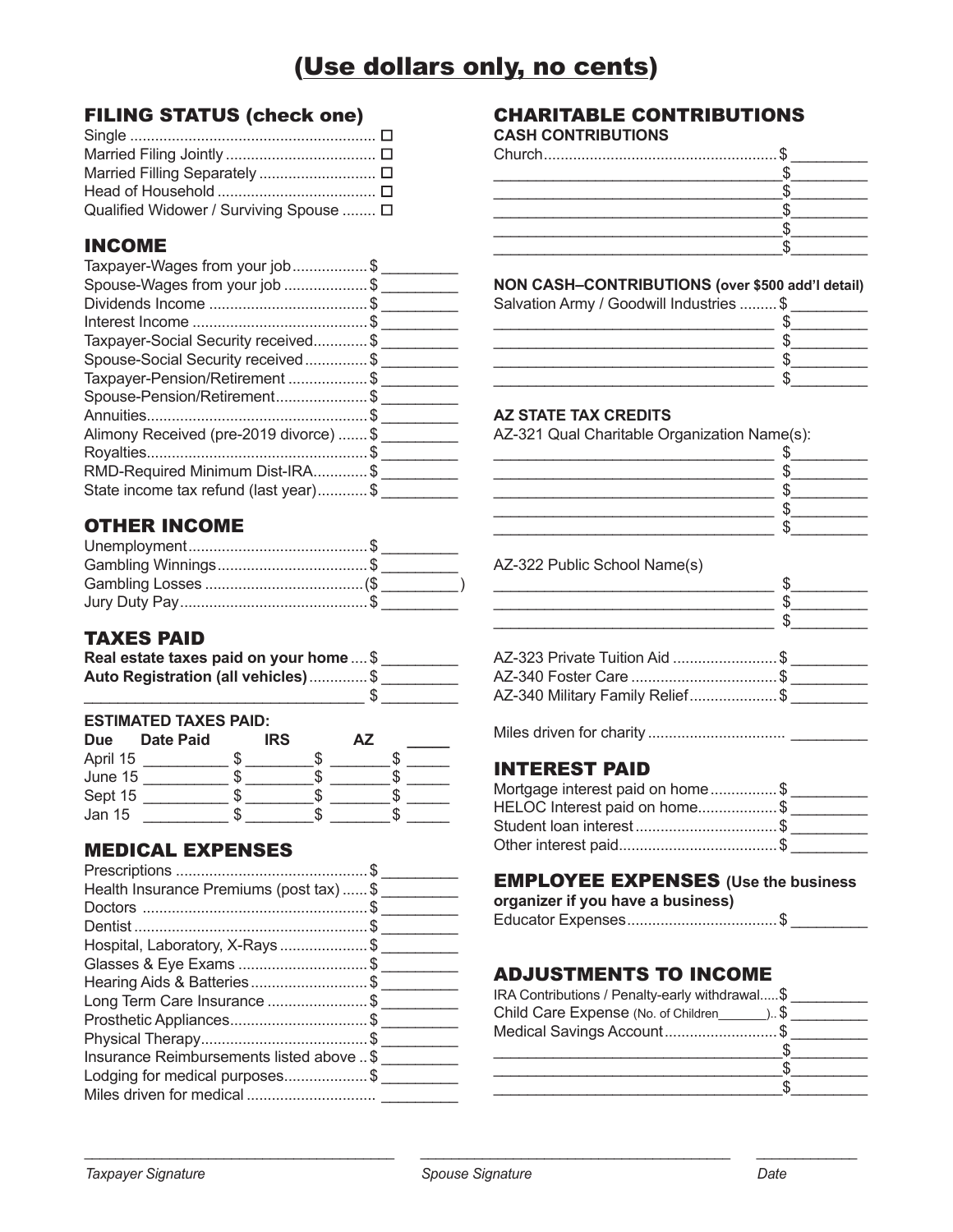# (Use dollars only, no cents)

## FILING STATUS (check one)

- Single ☐
- Married Filing Jointly ☐
- Married Filling Separately ☐
- Head of Household ☐
- Qualified Widower / Surviving Spouse ☐

## INCOME

| | |
|---|---|
| Taxpayer-Wages from your job | $ ________ |
| Spouse-Wages from your job | $ ________ |
| Dividends Income | $ ________ |
| Interest Income | $ ________ |
| Taxpayer-Social Security received | $ ________ |
| Spouse-Social Security received | $ ________ |
| Taxpayer-Pension/Retirement | $ ________ |
| Spouse-Pension/Retirement | $ ________ |
| Annuities | $ ________ |
| Alimony Received (pre-2019 divorce) | $ ________ |
| Royalties | $ ________ |
| RMD-Required Minimum Dist-IRA | $ ________ |
| State income tax refund (last year) | $ ________ |

## OTHER INCOME

| | |
|---|---|
| Unemployment | $ ________ |
| Gambling Winnings | $ ________ |
| Gambling Losses | ($ ________) |
| Jury Duty Pay | $ ________ |

## TAXES PAID

| | |
|---|---|
| **Real estate taxes paid on your home** | $ ________ |
| **Auto Registration (all vehicles)** | $ ________ |
| ________________________ | $ ________ |

**ESTIMATED TAXES PAID:**

| Due | Date Paid | IRS | AZ | _____ |
|---|---|---|---|---|
| April 15 | ________ | $ ________ | $ ________ | $ _____ |
| June 15 | ________ | $ ________ | $ ________ | $ _____ |
| Sept 15 | ________ | $ ________ | $ ________ | $ _____ |
| Jan 15 | ________ | $ ________ | $ ________ | $ _____ |

## MEDICAL EXPENSES

| | |
|---|---|
| Prescriptions | $ ________ |
| Health Insurance Premiums (post tax) | $ ________ |
| Doctors | $ ________ |
| Dentist | $ ________ |
| Hospital, Laboratory, X-Rays | $ ________ |
| Glasses & Eye Exams | $ ________ |
| Hearing Aids & Batteries | $ ________ |
| Long Term Care Insurance | $ ________ |
| Prosthetic Appliances | $ ________ |
| Physical Therapy | $ ________ |
| Insurance Reimbursements listed above | $ ________ |
| Lodging for medical purposes | $ ________ |
| Miles driven for medical | ________ |

## CHARITABLE CONTRIBUTIONS

**CASH CONTRIBUTIONS**

| | |
|---|---|
| Church | $ ________ |
| ________________________ | $ ________ |
| ________________________ | $ ________ |
| ________________________ | $ ________ |
| ________________________ | $ ________ |
| ________________________ | $ ________ |

**NON CASH–CONTRIBUTIONS (over $500 add'l detail)**

| | |
|---|---|
| Salvation Army / Goodwill Industries | $ ________ |
| ________________________ | $ ________ |
| ________________________ | $ ________ |
| ________________________ | $ ________ |
| ________________________ | $ ________ |

**AZ STATE TAX CREDITS**

AZ-321 Qual Charitable Organization Name(s):

| | |
|---|---|
| ________________________ | $ ________ |
| ________________________ | $ ________ |
| ________________________ | $ ________ |
| ________________________ | $ ________ |
| ________________________ | $ ________ |

AZ-322 Public School Name(s)

| | |
|---|---|
| ________________________ | $ ________ |
| ________________________ | $ ________ |
| ________________________ | $ ________ |

| | |
|---|---|
| AZ-323 Private Tuition Aid | $ ________ |
| AZ-340 Foster Care | $ ________ |
| AZ-340 Military Family Relief | $ ________ |

Miles driven for charity ________

## INTEREST PAID

| | |
|---|---|
| Mortgage interest paid on home | $ ________ |
| HELOC Interest paid on home | $ ________ |
| Student loan interest | $ ________ |
| Other interest paid | $ ________ |

## EMPLOYEE EXPENSES (Use the business organizer if you have a business)

| | |
|---|---|
| Educator Expenses | $ ________ |

## ADJUSTMENTS TO INCOME

| | |
|---|---|
| IRA Contributions / Penalty-early withdrawal | $ ________ |
| Child Care Expense (No. of Children________) | $ ________ |
| Medical Savings Account | $ ________ |
| ________________________ | $ ________ |
| ________________________ | $ ________ |
| ________________________ | $ ________ |

________________________ ________________________ ____________

*Taxpayer Signature* *Spouse Signature* *Date*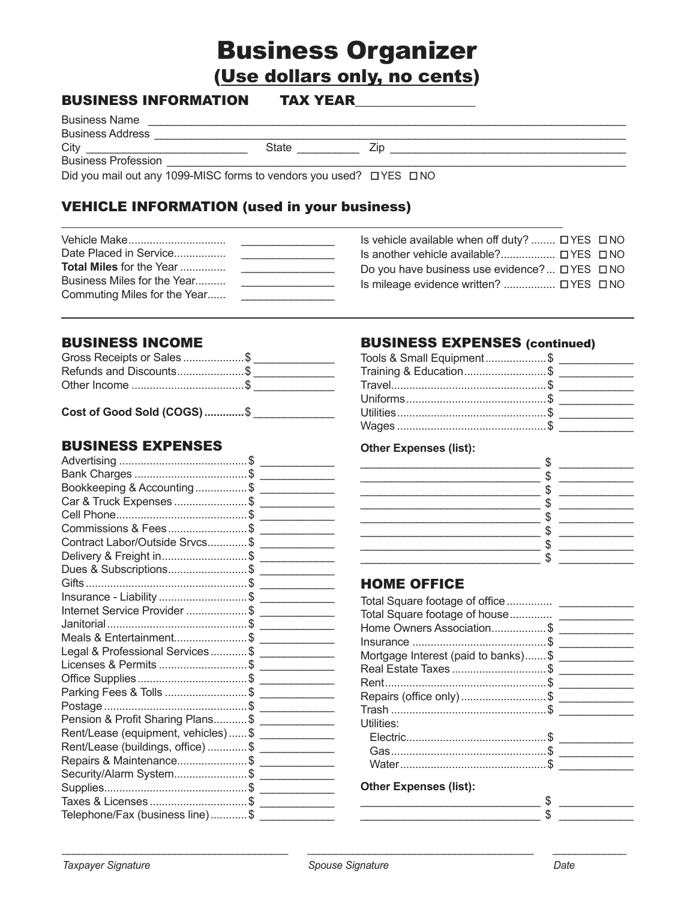# Business Organizer

## (Use dollars only, no cents)

## BUSINESS INFORMATION TAX YEAR________________

Business Name ____________________________________________

Business Address ____________________________________________

City __________________________ State __________ Zip ______________________________

Business Profession ____________________________________________

Did you mail out any 1099-MISC forms to vendors you used? ☐ YES ☐ NO

## VEHICLE INFORMATION (used in your business)

| | |
|---|---|
| Vehicle Make | _______________ |
| Date Placed in Service | _______________ |
| **Total Miles** for the Year | _______________ |
| Business Miles for the Year | _______________ |
| Commuting Miles for the Year | _______________ |

| | |
|---|---|
| Is vehicle available when off duty? | ☐ YES ☐ NO |
| Is another vehicle available? | ☐ YES ☐ NO |
| Do you have business use evidence? | ☐ YES ☐ NO |
| Is mileage evidence written? | ☐ YES ☐ NO |

## BUSINESS INCOME

| | |
|---|---|
| Gross Receipts or Sales | $ _____________ |
| Refunds and Discounts | $ _____________ |
| Other Income | $ _____________ |
| **Cost of Good Sold (COGS)** | $ _____________ |

## BUSINESS EXPENSES

| | |
|---|---|
| Advertising | $ ____________ |
| Bank Charges | $ ____________ |
| Bookkeeping & Accounting | $ ____________ |
| Car & Truck Expenses | $ ____________ |
| Cell Phone | $ ____________ |
| Commissions & Fees | $ ____________ |
| Contract Labor/Outside Srvcs | $ ____________ |
| Delivery & Freight in | $ ____________ |
| Dues & Subscriptions | $ ____________ |
| Gifts | $ ____________ |
| Insurance - Liability | $ ____________ |
| Internet Service Provider | $ ____________ |
| Janitorial | $ ____________ |
| Meals & Entertainment | $ ____________ |
| Legal & Professional Services | $ ____________ |
| Licenses & Permits | $ ____________ |
| Office Supplies | $ ____________ |
| Parking Fees & Tolls | $ ____________ |
| Postage | $ ____________ |
| Pension & Profit Sharing Plans | $ ____________ |
| Rent/Lease (equipment, vehicles) | $ ____________ |
| Rent/Lease (buildings, office) | $ ____________ |
| Repairs & Maintenance | $ ____________ |
| Security/Alarm System | $ ____________ |
| Supplies | $ ____________ |
| Taxes & Licenses | $ ____________ |
| Telephone/Fax (business line) | $ ____________ |

## BUSINESS EXPENSES (continued)

| | |
|---|---|
| Tools & Small Equipment | $ ____________ |
| Training & Education | $ ____________ |
| Travel | $ ____________ |
| Uniforms | $ ____________ |
| Utilities | $ ____________ |
| Wages | $ ____________ |

**Other Expenses (list):**

| | |
|---|---|
| ______________________________ | $ ____________ |
| ______________________________ | $ ____________ |
| ______________________________ | $ ____________ |
| ______________________________ | $ ____________ |
| ______________________________ | $ ____________ |
| ______________________________ | $ ____________ |
| ______________________________ | $ ____________ |
| ______________________________ | $ ____________ |

## HOME OFFICE

| | |
|---|---|
| Total Square footage of office | ____________ |
| Total Square footage of house | ____________ |
| Home Owners Association | $ ____________ |
| Insurance | $ ____________ |
| Mortgage Interest (paid to banks) | $ ____________ |
| Real Estate Taxes | $ ____________ |
| Rent | $ ____________ |
| Repairs (office only) | $ ____________ |
| Trash | $ ____________ |
| Utilities: | |
| Electric | $ ____________ |
| Gas | $ ____________ |
| Water | $ ____________ |

**Other Expenses (list):**

| | |
|---|---|
| ______________________________ | $ ____________ |
| ______________________________ | $ ____________ |

_____________________________________ _____________________________________ ____________

*Taxpayer Signature* *Spouse Signature* *Date*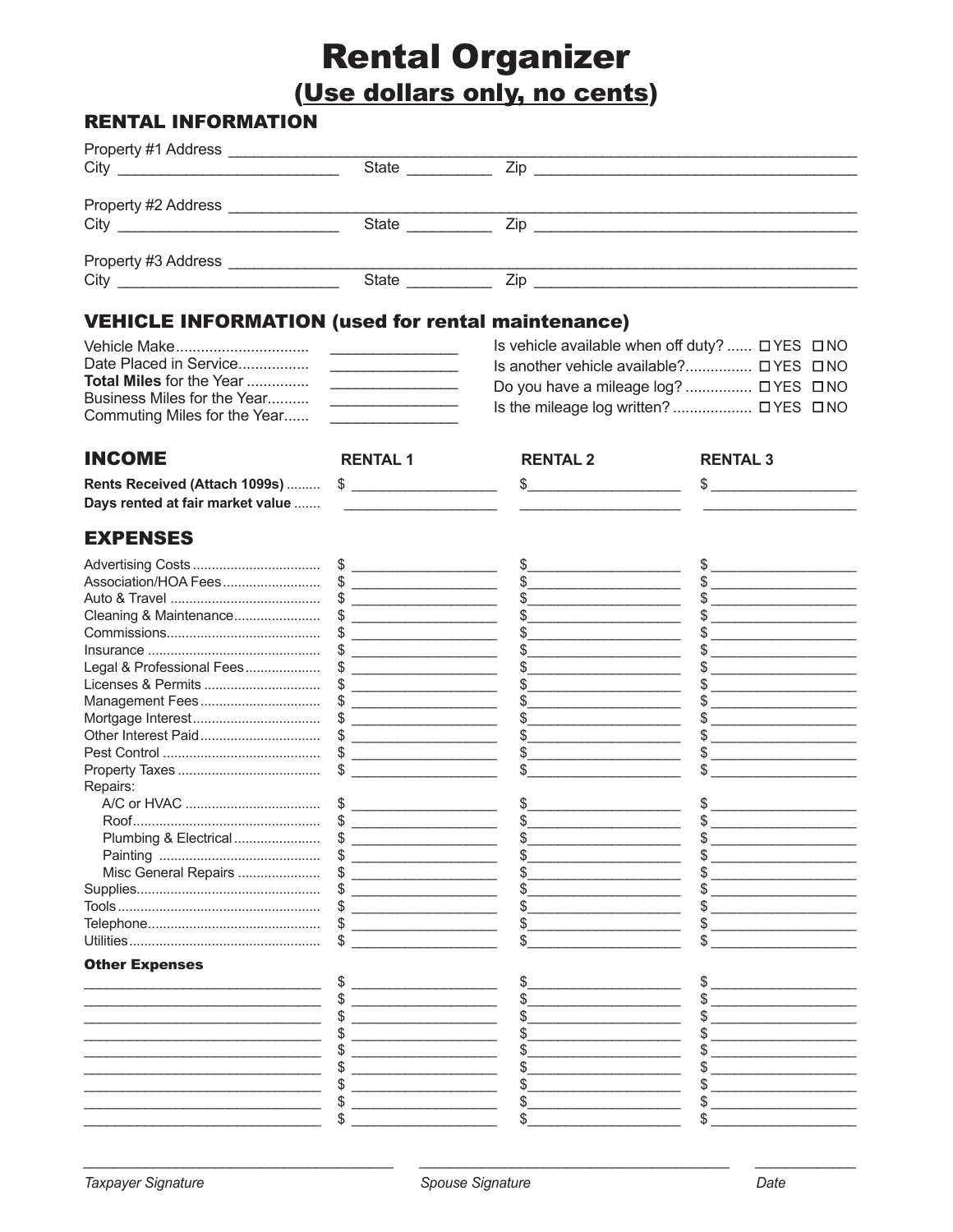# Rental Organizer

## (Use dollars only, no cents)

## RENTAL INFORMATION

Property #1 Address ______________________________________________
City ______________________ State __________ Zip ______________________

Property #2 Address ______________________________________________
City ______________________ State __________ Zip ______________________

Property #3 Address ______________________________________________
City ______________________ State __________ Zip ______________________

## VEHICLE INFORMATION (used for rental maintenance)

| | | | |
|---|---|---|---|
| Vehicle Make | ______________ | Is vehicle available when off duty? | ☐ YES ☐ NO |
| Date Placed in Service | ______________ | Is another vehicle available? | ☐ YES ☐ NO |
| **Total Miles** for the Year | ______________ | Do you have a mileage log? | ☐ YES ☐ NO |
| Business Miles for the Year | ______________ | Is the mileage log written? | ☐ YES ☐ NO |
| Commuting Miles for the Year | ______________ | | |

## INCOME

| | RENTAL 1 | RENTAL 2 | RENTAL 3 |
|---|---|---|---|
| **Rents Received (Attach 1099s)** | $ | $ | $ |
| **Days rented at fair market value** | | | |

## EXPENSES

| | RENTAL 1 | RENTAL 2 | RENTAL 3 |
|---|---|---|---|
| Advertising Costs | $ | $ | $ |
| Association/HOA Fees | $ | $ | $ |
| Auto & Travel | $ | $ | $ |
| Cleaning & Maintenance | $ | $ | $ |
| Commissions | $ | $ | $ |
| Insurance | $ | $ | $ |
| Legal & Professional Fees | $ | $ | $ |
| Licenses & Permits | $ | $ | $ |
| Management Fees | $ | $ | $ |
| Mortgage Interest | $ | $ | $ |
| Other Interest Paid | $ | $ | $ |
| Pest Control | $ | $ | $ |
| Property Taxes | $ | $ | $ |
| Repairs: | | | |
| A/C or HVAC | $ | $ | $ |
| Roof | $ | $ | $ |
| Plumbing & Electrical | $ | $ | $ |
| Painting | $ | $ | $ |
| Misc General Repairs | $ | $ | $ |
| Supplies | $ | $ | $ |
| Tools | $ | $ | $ |
| Telephone | $ | $ | $ |
| Utilities | $ | $ | $ |
| **Other Expenses** | | | |
| ______________________ | $ | $ | $ |
| ______________________ | $ | $ | $ |
| ______________________ | $ | $ | $ |
| ______________________ | $ | $ | $ |
| ______________________ | $ | $ | $ |
| ______________________ | $ | $ | $ |
| ______________________ | $ | $ | $ |
| ______________________ | $ | $ | $ |
| ______________________ | $ | $ | $ |

______________________ ______________________ ____________
*Taxpayer Signature* *Spouse Signature* *Date*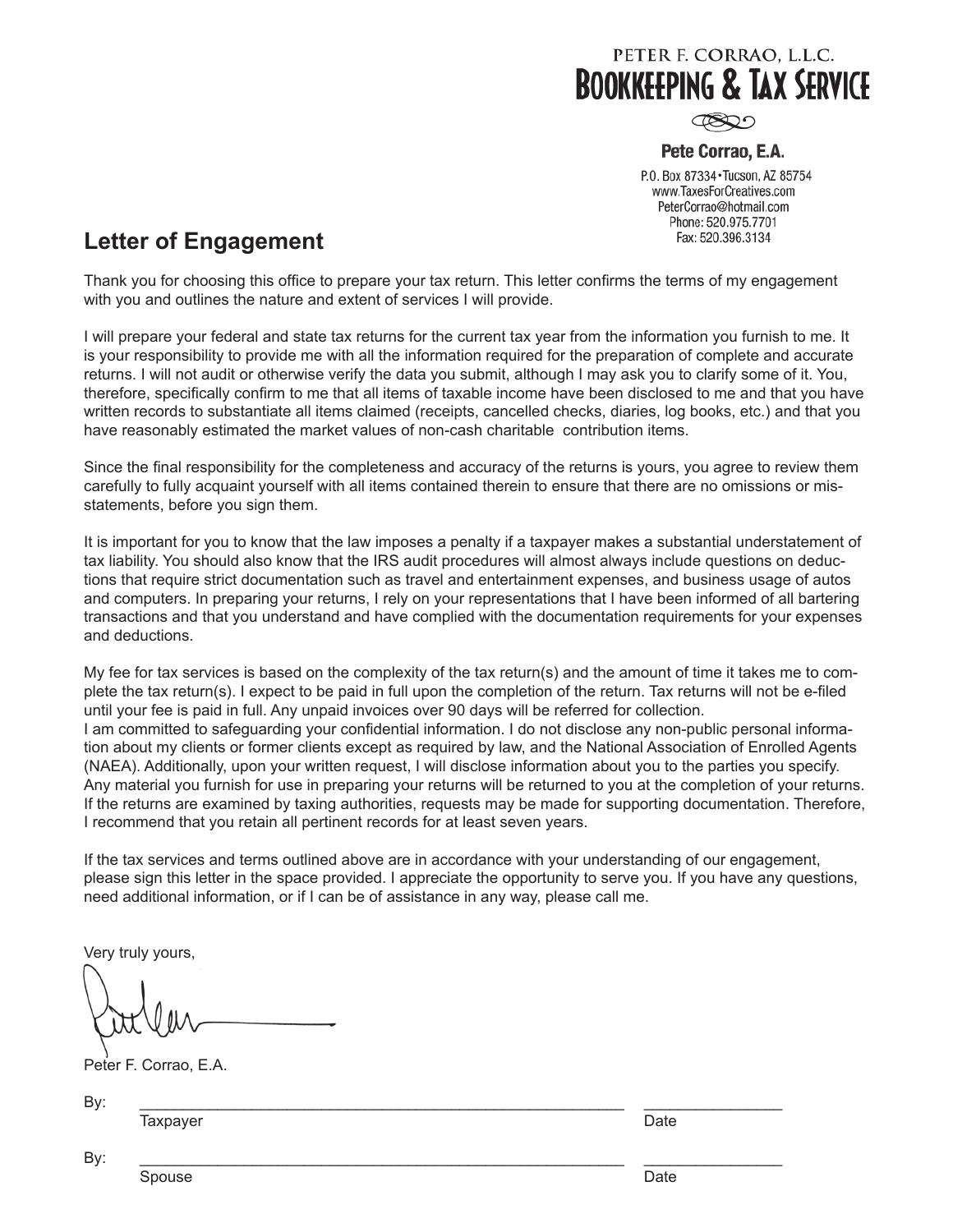PETER F. CORRAO, L.L.C.

**BOOKKEEPING & TAX SERVICE**

**Pete Corrao, E.A.**

P.O. Box 87334 • Tucson, AZ 85754
www.TaxesForCreatives.com
PeterCorrao@hotmail.com
Phone: 520.975.7701
Fax: 520.396.3134

## Letter of Engagement

Thank you for choosing this office to prepare your tax return. This letter confirms the terms of my engagement with you and outlines the nature and extent of services I will provide.

I will prepare your federal and state tax returns for the current tax year from the information you furnish to me. It is your responsibility to provide me with all the information required for the preparation of complete and accurate returns. I will not audit or otherwise verify the data you submit, although I may ask you to clarify some of it. You, therefore, specifically confirm to me that all items of taxable income have been disclosed to me and that you have written records to substantiate all items claimed (receipts, cancelled checks, diaries, log books, etc.) and that you have reasonably estimated the market values of non-cash charitable contribution items.

Since the final responsibility for the completeness and accuracy of the returns is yours, you agree to review them carefully to fully acquaint yourself with all items contained therein to ensure that there are no omissions or misstatements, before you sign them.

It is important for you to know that the law imposes a penalty if a taxpayer makes a substantial understatement of tax liability. You should also know that the IRS audit procedures will almost always include questions on deductions that require strict documentation such as travel and entertainment expenses, and business usage of autos and computers. In preparing your returns, I rely on your representations that I have been informed of all bartering transactions and that you understand and have complied with the documentation requirements for your expenses and deductions.

My fee for tax services is based on the complexity of the tax return(s) and the amount of time it takes me to complete the tax return(s). I expect to be paid in full upon the completion of the return. Tax returns will not be e-filed until your fee is paid in full. Any unpaid invoices over 90 days will be referred for collection.
I am committed to safeguarding your confidential information. I do not disclose any non-public personal information about my clients or former clients except as required by law, and the National Association of Enrolled Agents (NAEA). Additionally, upon your written request, I will disclose information about you to the parties you specify. Any material you furnish for use in preparing your returns will be returned to you at the completion of your returns. If the returns are examined by taxing authorities, requests may be made for supporting documentation. Therefore, I recommend that you retain all pertinent records for at least seven years.

If the tax services and terms outlined above are in accordance with your understanding of our engagement, please sign this letter in the space provided. I appreciate the opportunity to serve you. If you have any questions, need additional information, or if I can be of assistance in any way, please call me.

Very truly yours,

Peter F. Corrao, E.A.

By: ____________________________________________ ________________
Taxpayer Date

By: ____________________________________________ ________________
Spouse Date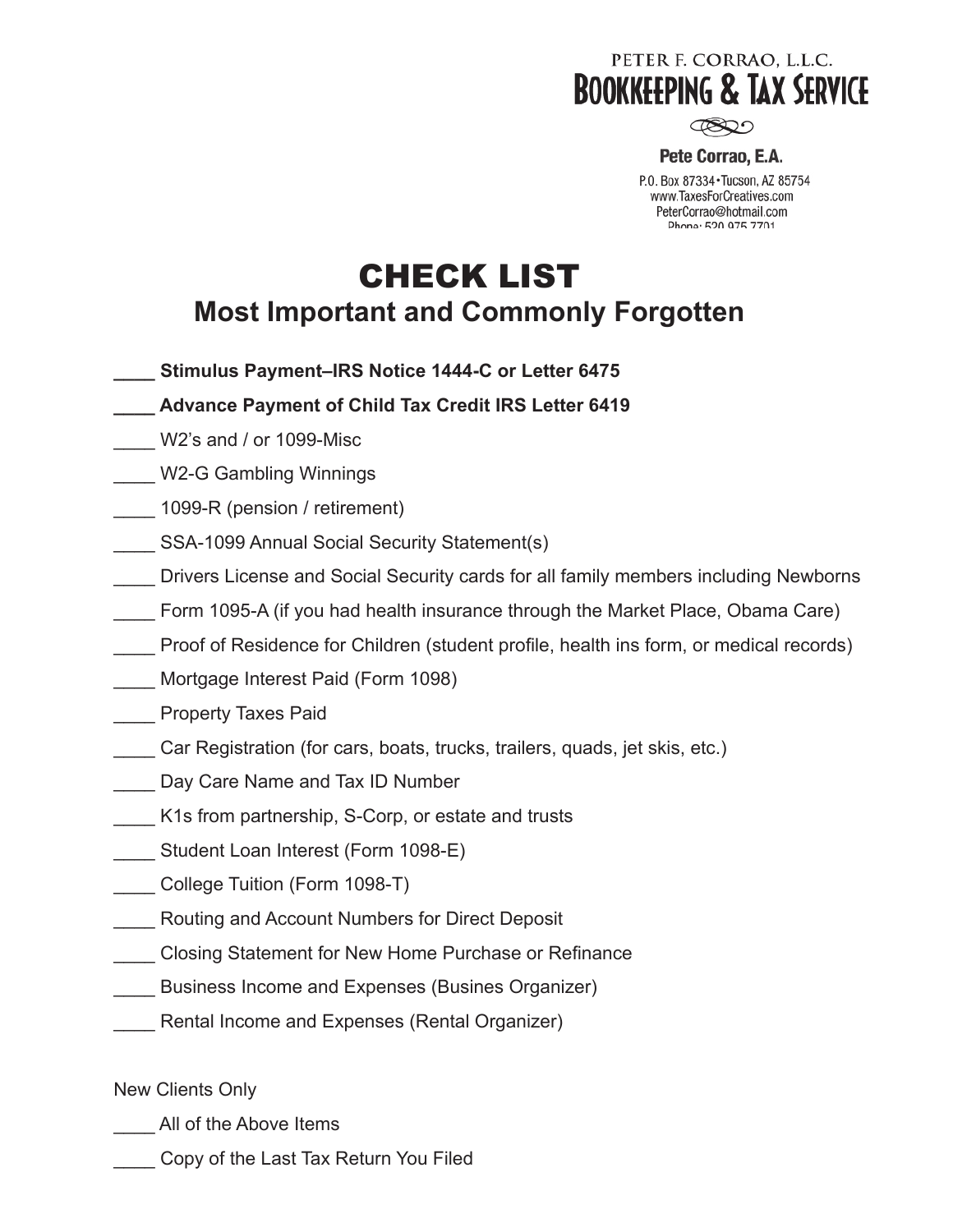PETER F. CORRAO, L.L.C.
**BOOKKEEPING & TAX SERVICE**

**Pete Corrao, E.A.**

P.O. Box 87334 • Tucson, AZ 85754
www.TaxesForCreatives.com
PeterCorrao@hotmail.com
Phone: 520.975.7701

# CHECK LIST

## Most Important and Commonly Forgotten

**____ Stimulus Payment–IRS Notice 1444-C or Letter 6475**

**____ Advance Payment of Child Tax Credit IRS Letter 6419**

____ W2's and / or 1099-Misc

____ W2-G Gambling Winnings

____ 1099-R (pension / retirement)

____ SSA-1099 Annual Social Security Statement(s)

____ Drivers License and Social Security cards for all family members including Newborns

____ Form 1095-A (if you had health insurance through the Market Place, Obama Care)

____ Proof of Residence for Children (student profile, health ins form, or medical records)

____ Mortgage Interest Paid (Form 1098)

____ Property Taxes Paid

____ Car Registration (for cars, boats, trucks, trailers, quads, jet skis, etc.)

____ Day Care Name and Tax ID Number

____ K1s from partnership, S-Corp, or estate and trusts

____ Student Loan Interest (Form 1098-E)

____ College Tuition (Form 1098-T)

____ Routing and Account Numbers for Direct Deposit

____ Closing Statement for New Home Purchase or Refinance

____ Business Income and Expenses (Busines Organizer)

____ Rental Income and Expenses (Rental Organizer)

New Clients Only

____ All of the Above Items

____ Copy of the Last Tax Return You Filed